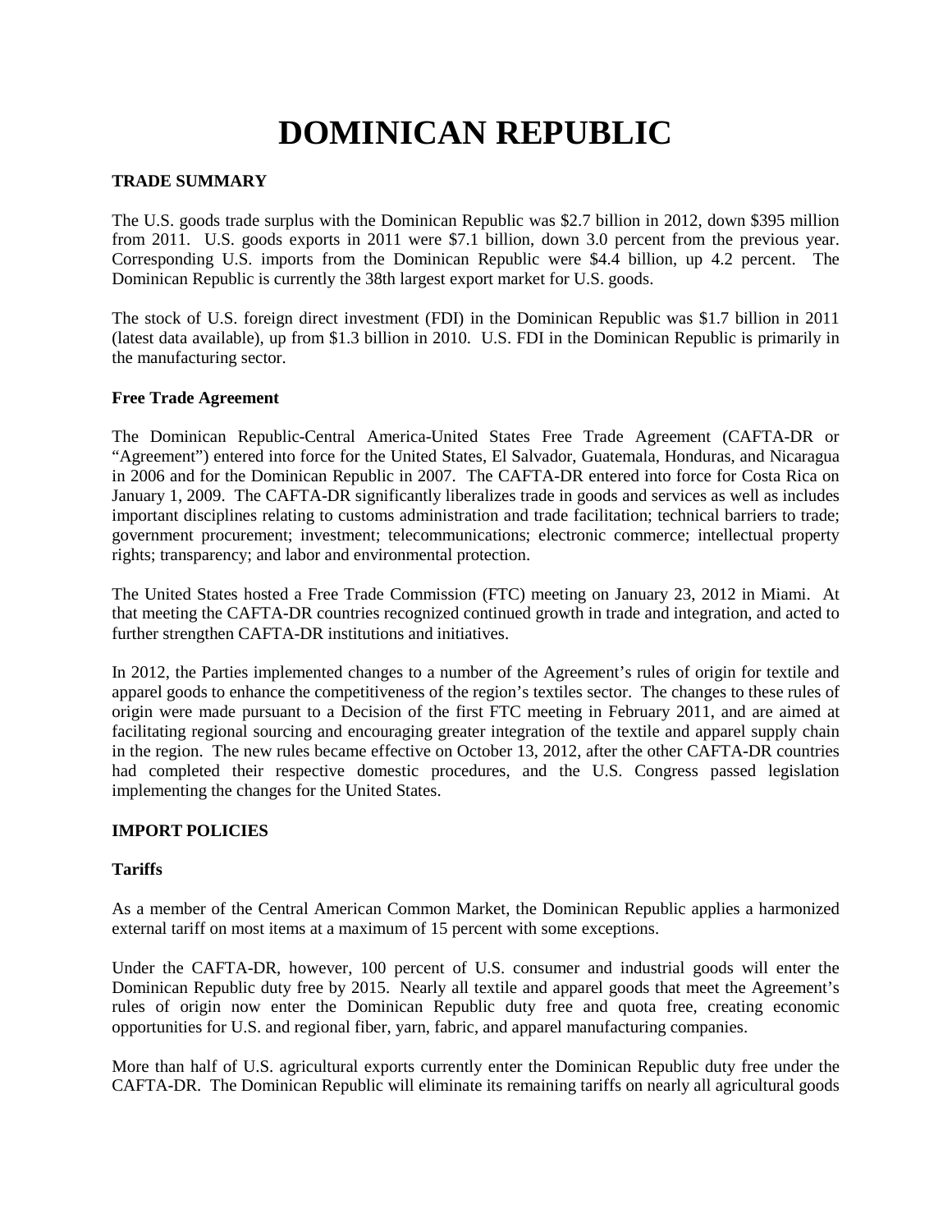# DOMINICAN REPUBLIC

## TRADE SUMMARY

The U.S. goods trade surplus with the Dominican Republic was $2.7 billion in 2012, down $395 million from 2011. U.S. goods exports in 2011 were $7.1 billion, down 3.0 percent from the previous year. Corresponding U.S. imports from the Dominican Republic were $4.4 billion, up 4.2 percent. The Dominican Republic is currently the 38th largest export market for U.S. goods.

The stock of U.S. foreign direct investment (FDI) in the Dominican Republic was $1.7 billion in 2011 (latest data available), up from $1.3 billion in 2010. U.S. FDI in the Dominican Republic is primarily in the manufacturing sector.

### Free Trade Agreement

The Dominican Republic-Central America-United States Free Trade Agreement (CAFTA-DR or "Agreement") entered into force for the United States, El Salvador, Guatemala, Honduras, and Nicaragua in 2006 and for the Dominican Republic in 2007. The CAFTA-DR entered into force for Costa Rica on January 1, 2009. The CAFTA-DR significantly liberalizes trade in goods and services as well as includes important disciplines relating to customs administration and trade facilitation; technical barriers to trade; government procurement; investment; telecommunications; electronic commerce; intellectual property rights; transparency; and labor and environmental protection.

The United States hosted a Free Trade Commission (FTC) meeting on January 23, 2012 in Miami. At that meeting the CAFTA-DR countries recognized continued growth in trade and integration, and acted to further strengthen CAFTA-DR institutions and initiatives.

In 2012, the Parties implemented changes to a number of the Agreement's rules of origin for textile and apparel goods to enhance the competitiveness of the region's textiles sector. The changes to these rules of origin were made pursuant to a Decision of the first FTC meeting in February 2011, and are aimed at facilitating regional sourcing and encouraging greater integration of the textile and apparel supply chain in the region. The new rules became effective on October 13, 2012, after the other CAFTA-DR countries had completed their respective domestic procedures, and the U.S. Congress passed legislation implementing the changes for the United States.

## IMPORT POLICIES

### Tariffs

As a member of the Central American Common Market, the Dominican Republic applies a harmonized external tariff on most items at a maximum of 15 percent with some exceptions.

Under the CAFTA-DR, however, 100 percent of U.S. consumer and industrial goods will enter the Dominican Republic duty free by 2015. Nearly all textile and apparel goods that meet the Agreement's rules of origin now enter the Dominican Republic duty free and quota free, creating economic opportunities for U.S. and regional fiber, yarn, fabric, and apparel manufacturing companies.

More than half of U.S. agricultural exports currently enter the Dominican Republic duty free under the CAFTA-DR. The Dominican Republic will eliminate its remaining tariffs on nearly all agricultural goods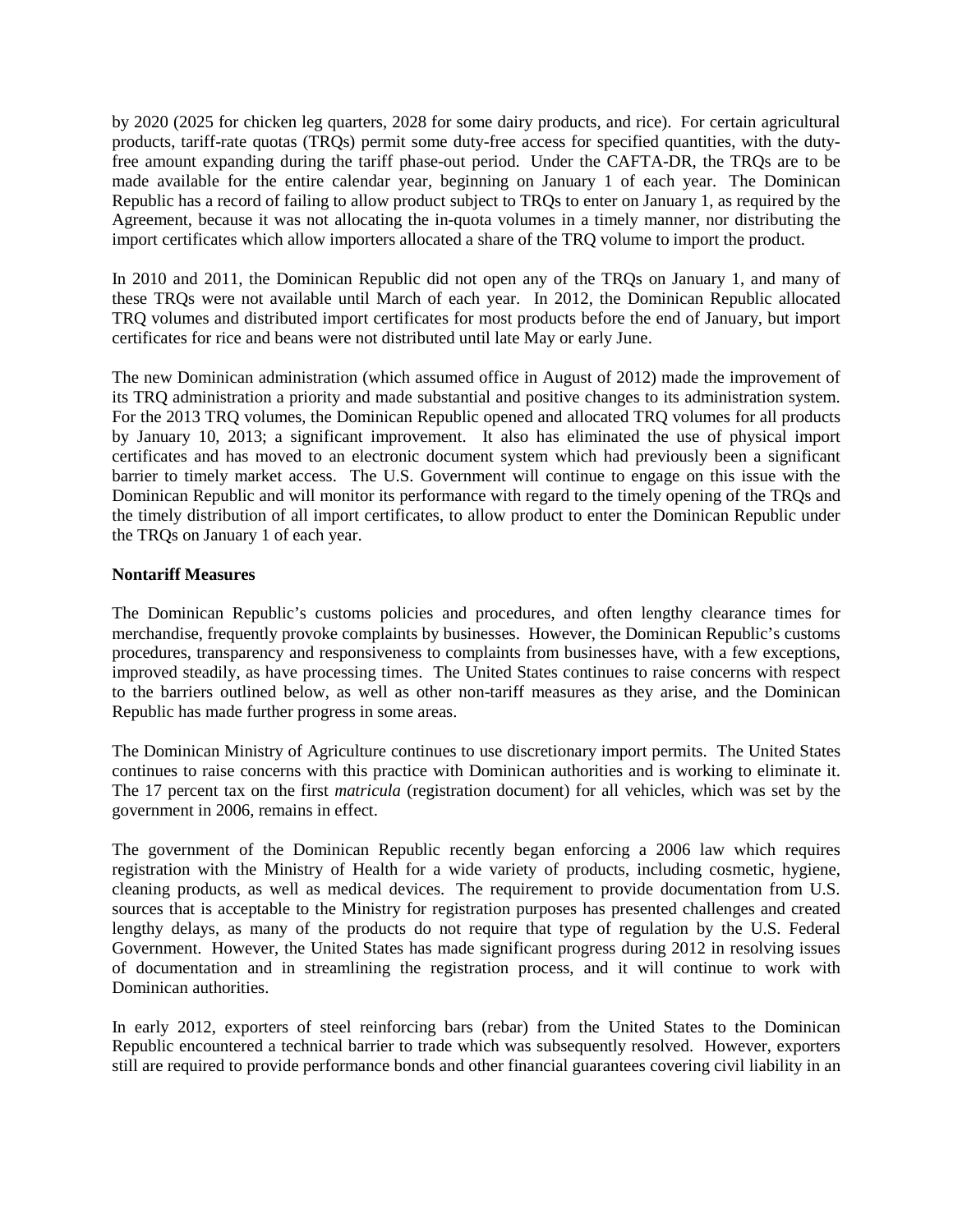by 2020 (2025 for chicken leg quarters, 2028 for some dairy products, and rice). For certain agricultural products, tariff-rate quotas (TRQs) permit some duty-free access for specified quantities, with the duty-free amount expanding during the tariff phase-out period. Under the CAFTA-DR, the TRQs are to be made available for the entire calendar year, beginning on January 1 of each year. The Dominican Republic has a record of failing to allow product subject to TRQs to enter on January 1, as required by the Agreement, because it was not allocating the in-quota volumes in a timely manner, nor distributing the import certificates which allow importers allocated a share of the TRQ volume to import the product.

In 2010 and 2011, the Dominican Republic did not open any of the TRQs on January 1, and many of these TRQs were not available until March of each year. In 2012, the Dominican Republic allocated TRQ volumes and distributed import certificates for most products before the end of January, but import certificates for rice and beans were not distributed until late May or early June.

The new Dominican administration (which assumed office in August of 2012) made the improvement of its TRQ administration a priority and made substantial and positive changes to its administration system. For the 2013 TRQ volumes, the Dominican Republic opened and allocated TRQ volumes for all products by January 10, 2013; a significant improvement. It also has eliminated the use of physical import certificates and has moved to an electronic document system which had previously been a significant barrier to timely market access. The U.S. Government will continue to engage on this issue with the Dominican Republic and will monitor its performance with regard to the timely opening of the TRQs and the timely distribution of all import certificates, to allow product to enter the Dominican Republic under the TRQs on January 1 of each year.

**Nontariff Measures**

The Dominican Republic's customs policies and procedures, and often lengthy clearance times for merchandise, frequently provoke complaints by businesses. However, the Dominican Republic's customs procedures, transparency and responsiveness to complaints from businesses have, with a few exceptions, improved steadily, as have processing times. The United States continues to raise concerns with respect to the barriers outlined below, as well as other non-tariff measures as they arise, and the Dominican Republic has made further progress in some areas.

The Dominican Ministry of Agriculture continues to use discretionary import permits. The United States continues to raise concerns with this practice with Dominican authorities and is working to eliminate it. The 17 percent tax on the first *matricula* (registration document) for all vehicles, which was set by the government in 2006, remains in effect.

The government of the Dominican Republic recently began enforcing a 2006 law which requires registration with the Ministry of Health for a wide variety of products, including cosmetic, hygiene, cleaning products, as well as medical devices. The requirement to provide documentation from U.S. sources that is acceptable to the Ministry for registration purposes has presented challenges and created lengthy delays, as many of the products do not require that type of regulation by the U.S. Federal Government. However, the United States has made significant progress during 2012 in resolving issues of documentation and in streamlining the registration process, and it will continue to work with Dominican authorities.

In early 2012, exporters of steel reinforcing bars (rebar) from the United States to the Dominican Republic encountered a technical barrier to trade which was subsequently resolved. However, exporters still are required to provide performance bonds and other financial guarantees covering civil liability in an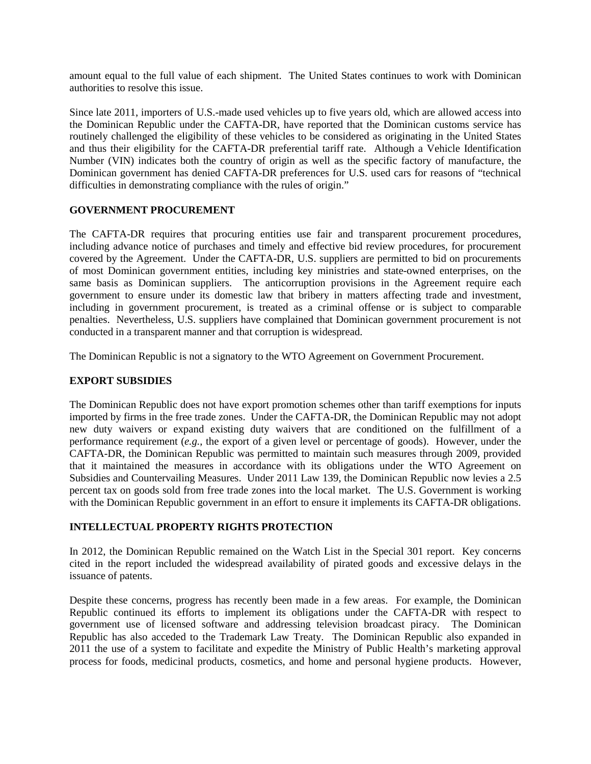amount equal to the full value of each shipment. The United States continues to work with Dominican authorities to resolve this issue.

Since late 2011, importers of U.S.-made used vehicles up to five years old, which are allowed access into the Dominican Republic under the CAFTA-DR, have reported that the Dominican customs service has routinely challenged the eligibility of these vehicles to be considered as originating in the United States and thus their eligibility for the CAFTA-DR preferential tariff rate. Although a Vehicle Identification Number (VIN) indicates both the country of origin as well as the specific factory of manufacture, the Dominican government has denied CAFTA-DR preferences for U.S. used cars for reasons of "technical difficulties in demonstrating compliance with the rules of origin."

## GOVERNMENT PROCUREMENT

The CAFTA-DR requires that procuring entities use fair and transparent procurement procedures, including advance notice of purchases and timely and effective bid review procedures, for procurement covered by the Agreement. Under the CAFTA-DR, U.S. suppliers are permitted to bid on procurements of most Dominican government entities, including key ministries and state-owned enterprises, on the same basis as Dominican suppliers. The anticorruption provisions in the Agreement require each government to ensure under its domestic law that bribery in matters affecting trade and investment, including in government procurement, is treated as a criminal offense or is subject to comparable penalties. Nevertheless, U.S. suppliers have complained that Dominican government procurement is not conducted in a transparent manner and that corruption is widespread.

The Dominican Republic is not a signatory to the WTO Agreement on Government Procurement.

## EXPORT SUBSIDIES

The Dominican Republic does not have export promotion schemes other than tariff exemptions for inputs imported by firms in the free trade zones. Under the CAFTA-DR, the Dominican Republic may not adopt new duty waivers or expand existing duty waivers that are conditioned on the fulfillment of a performance requirement (*e.g.*, the export of a given level or percentage of goods). However, under the CAFTA-DR, the Dominican Republic was permitted to maintain such measures through 2009, provided that it maintained the measures in accordance with its obligations under the WTO Agreement on Subsidies and Countervailing Measures. Under 2011 Law 139, the Dominican Republic now levies a 2.5 percent tax on goods sold from free trade zones into the local market. The U.S. Government is working with the Dominican Republic government in an effort to ensure it implements its CAFTA-DR obligations.

## INTELLECTUAL PROPERTY RIGHTS PROTECTION

In 2012, the Dominican Republic remained on the Watch List in the Special 301 report. Key concerns cited in the report included the widespread availability of pirated goods and excessive delays in the issuance of patents.

Despite these concerns, progress has recently been made in a few areas. For example, the Dominican Republic continued its efforts to implement its obligations under the CAFTA-DR with respect to government use of licensed software and addressing television broadcast piracy. The Dominican Republic has also acceded to the Trademark Law Treaty. The Dominican Republic also expanded in 2011 the use of a system to facilitate and expedite the Ministry of Public Health's marketing approval process for foods, medicinal products, cosmetics, and home and personal hygiene products. However,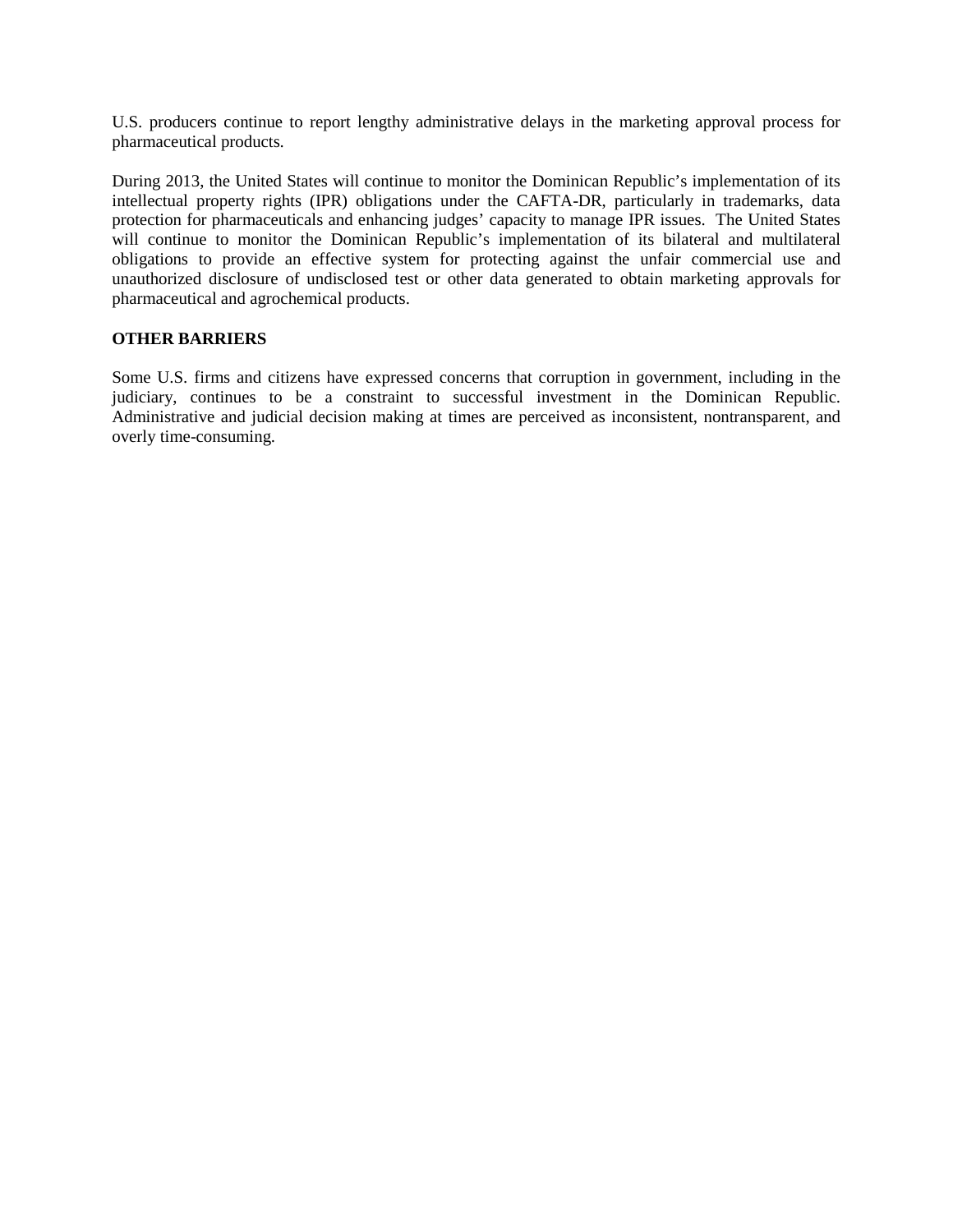U.S. producers continue to report lengthy administrative delays in the marketing approval process for pharmaceutical products.

During 2013, the United States will continue to monitor the Dominican Republic's implementation of its intellectual property rights (IPR) obligations under the CAFTA-DR, particularly in trademarks, data protection for pharmaceuticals and enhancing judges' capacity to manage IPR issues. The United States will continue to monitor the Dominican Republic's implementation of its bilateral and multilateral obligations to provide an effective system for protecting against the unfair commercial use and unauthorized disclosure of undisclosed test or other data generated to obtain marketing approvals for pharmaceutical and agrochemical products.

**OTHER BARRIERS**

Some U.S. firms and citizens have expressed concerns that corruption in government, including in the judiciary, continues to be a constraint to successful investment in the Dominican Republic. Administrative and judicial decision making at times are perceived as inconsistent, nontransparent, and overly time-consuming.